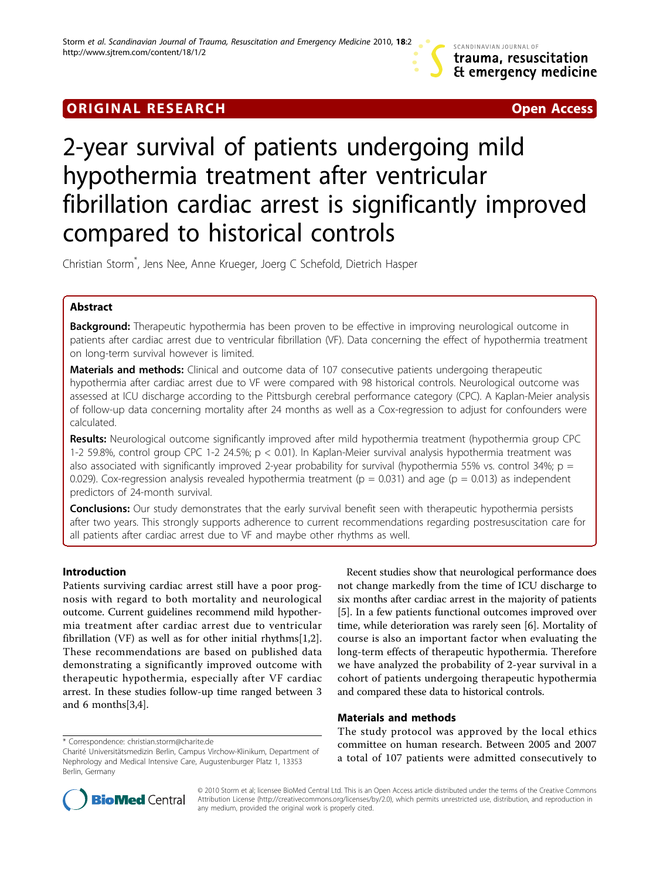ORIGINAL RESEARCH Open Access

# 2-year survival of patients undergoing mild hypothermia treatment after ventricular fibrillation cardiac arrest is significantly improved compared to historical controls

Christian Storm*, Jens Nee, Anne Krueger, Joerg C Schefold, Dietrich Hasper

## Abstract

**Background:** Therapeutic hypothermia has been proven to be effective in improving neurological outcome in patients after cardiac arrest due to ventricular fibrillation (VF). Data concerning the effect of hypothermia treatment on long-term survival however is limited.

**Materials and methods:** Clinical and outcome data of 107 consecutive patients undergoing therapeutic hypothermia after cardiac arrest due to VF were compared with 98 historical controls. Neurological outcome was assessed at ICU discharge according to the Pittsburgh cerebral performance category (CPC). A Kaplan-Meier analysis of follow-up data concerning mortality after 24 months as well as a Cox-regression to adjust for confounders were calculated.

**Results:** Neurological outcome significantly improved after mild hypothermia treatment (hypothermia group CPC 1-2 59.8%, control group CPC 1-2 24.5%; $p < 0.01$). In Kaplan-Meier survival analysis hypothermia treatment was also associated with significantly improved 2-year probability for survival (hypothermia 55% vs. control 34%; $p = 0.029$). Cox-regression analysis revealed hypothermia treatment ($p = 0.031$) and age ($p = 0.013$) as independent predictors of 24-month survival.

**Conclusions:** Our study demonstrates that the early survival benefit seen with therapeutic hypothermia persists after two years. This strongly supports adherence to current recommendations regarding postresuscitation care for all patients after cardiac arrest due to VF and maybe other rhythms as well.

## Introduction

Patients surviving cardiac arrest still have a poor prognosis with regard to both mortality and neurological outcome. Current guidelines recommend mild hypothermia treatment after cardiac arrest due to ventricular fibrillation (VF) as well as for other initial rhythms[1,2]. These recommendations are based on published data demonstrating a significantly improved outcome with therapeutic hypothermia, especially after VF cardiac arrest. In these studies follow-up time ranged between 3 and 6 months[3,4].

Recent studies show that neurological performance does not change markedly from the time of ICU discharge to six months after cardiac arrest in the majority of patients [5]. In a few patients functional outcomes improved over time, while deterioration was rarely seen [6]. Mortality of course is also an important factor when evaluating the long-term effects of therapeutic hypothermia. Therefore we have analyzed the probability of 2-year survival in a cohort of patients undergoing therapeutic hypothermia and compared these data to historical controls.

## Materials and methods

The study protocol was approved by the local ethics committee on human research. Between 2005 and 2007 a total of 107 patients were admitted consecutively to

* Correspondence: christian.storm@charite.de
Charité Universitätsmedizin Berlin, Campus Virchow-Klinikum, Department of Nephrology and Medical Intensive Care, Augustenburger Platz 1, 13353 Berlin, Germany

© 2010 Storm et al; licensee BioMed Central Ltd. This is an Open Access article distributed under the terms of the Creative Commons Attribution License (http://creativecommons.org/licenses/by/2.0), which permits unrestricted use, distribution, and reproduction in any medium, provided the original work is properly cited.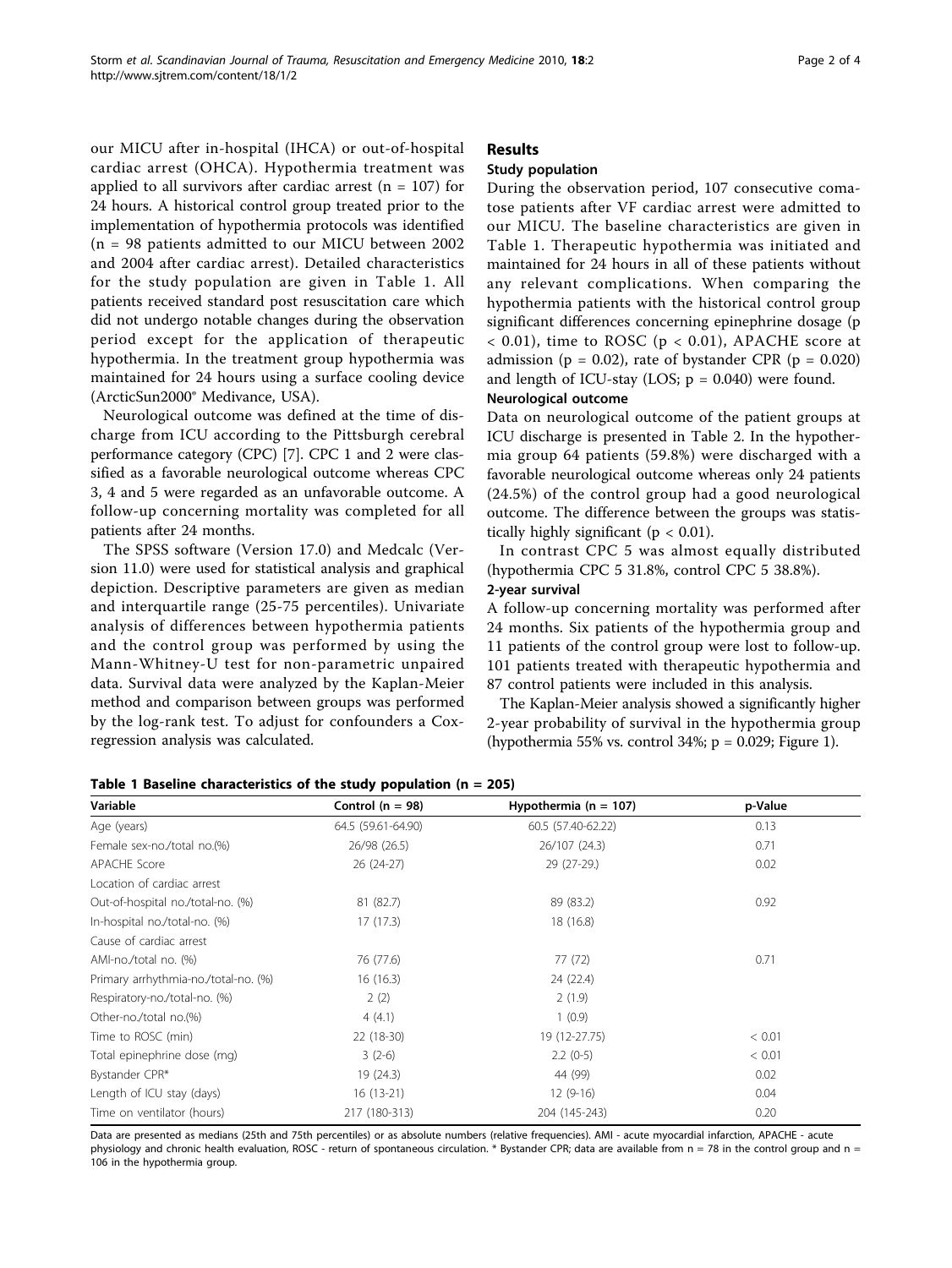our MICU after in-hospital (IHCA) or out-of-hospital cardiac arrest (OHCA). Hypothermia treatment was applied to all survivors after cardiac arrest (n = 107) for 24 hours. A historical control group treated prior to the implementation of hypothermia protocols was identified (n = 98 patients admitted to our MICU between 2002 and 2004 after cardiac arrest). Detailed characteristics for the study population are given in Table 1. All patients received standard post resuscitation care which did not undergo notable changes during the observation period except for the application of therapeutic hypothermia. In the treatment group hypothermia was maintained for 24 hours using a surface cooling device (ArcticSun2000® Medivance, USA).

Neurological outcome was defined at the time of discharge from ICU according to the Pittsburgh cerebral performance category (CPC) [7]. CPC 1 and 2 were classified as a favorable neurological outcome whereas CPC 3, 4 and 5 were regarded as an unfavorable outcome. A follow-up concerning mortality was completed for all patients after 24 months.

The SPSS software (Version 17.0) and Medcalc (Version 11.0) were used for statistical analysis and graphical depiction. Descriptive parameters are given as median and interquartile range (25-75 percentiles). Univariate analysis of differences between hypothermia patients and the control group was performed by using the Mann-Whitney-U test for non-parametric unpaired data. Survival data were analyzed by the Kaplan-Meier method and comparison between groups was performed by the log-rank test. To adjust for confounders a Cox-regression analysis was calculated.

# Results

## Study population

During the observation period, 107 consecutive comatose patients after VF cardiac arrest were admitted to our MICU. The baseline characteristics are given in Table 1. Therapeutic hypothermia was initiated and maintained for 24 hours in all of these patients without any relevant complications. When comparing the hypothermia patients with the historical control group significant differences concerning epinephrine dosage ($p < 0.01$), time to ROSC ($p < 0.01$), APACHE score at admission ($p = 0.02$), rate of bystander CPR ($p = 0.020$) and length of ICU-stay (LOS; $p = 0.040$) were found.

## Neurological outcome

Data on neurological outcome of the patient groups at ICU discharge is presented in Table 2. In the hypothermia group 64 patients (59.8%) were discharged with a favorable neurological outcome whereas only 24 patients (24.5%) of the control group had a good neurological outcome. The difference between the groups was statistically highly significant ($p < 0.01$).

In contrast CPC 5 was almost equally distributed (hypothermia CPC 5 31.8%, control CPC 5 38.8%).

## 2-year survival

A follow-up concerning mortality was performed after 24 months. Six patients of the hypothermia group and 11 patients of the control group were lost to follow-up. 101 patients treated with therapeutic hypothermia and 87 control patients were included in this analysis.

The Kaplan-Meier analysis showed a significantly higher 2-year probability of survival in the hypothermia group (hypothermia 55% vs. control 34%; $p = 0.029$; Figure 1).

**Table 1 Baseline characteristics of the study population (n = 205)**

| Variable | Control (n = 98) | Hypothermia (n = 107) | p-Value |
|---|---|---|---|
| Age (years) | 64.5 (59.61-64.90) | 60.5 (57.40-62.22) | 0.13 |
| Female sex-no./total no.(%) | 26/98 (26.5) | 26/107 (24.3) | 0.71 |
| APACHE Score | 26 (24-27) | 29 (27-29.) | 0.02 |
| Location of cardiac arrest | | | |
| Out-of-hospital no./total-no. (%) | 81 (82.7) | 89 (83.2) | 0.92 |
| In-hospital no./total-no. (%) | 17 (17.3) | 18 (16.8) | |
| Cause of cardiac arrest | | | |
| AMI-no./total no. (%) | 76 (77.6) | 77 (72) | 0.71 |
| Primary arrhythmia-no./total-no. (%) | 16 (16.3) | 24 (22.4) | |
| Respiratory-no./total-no. (%) | 2 (2) | 2 (1.9) | |
| Other-no./total no.(%) | 4 (4.1) | 1 (0.9) | |
| Time to ROSC (min) | 22 (18-30) | 19 (12-27.75) | < 0.01 |
| Total epinephrine dose (mg) | 3 (2-6) | 2.2 (0-5) | < 0.01 |
| Bystander CPR* | 19 (24.3) | 44 (99) | 0.02 |
| Length of ICU stay (days) | 16 (13-21) | 12 (9-16) | 0.04 |
| Time on ventilator (hours) | 217 (180-313) | 204 (145-243) | 0.20 |

Data are presented as medians (25th and 75th percentiles) or as absolute numbers (relative frequencies). AMI - acute myocardial infarction, APACHE - acute physiology and chronic health evaluation, ROSC - return of spontaneous circulation. * Bystander CPR; data are available from n = 78 in the control group and n = 106 in the hypothermia group.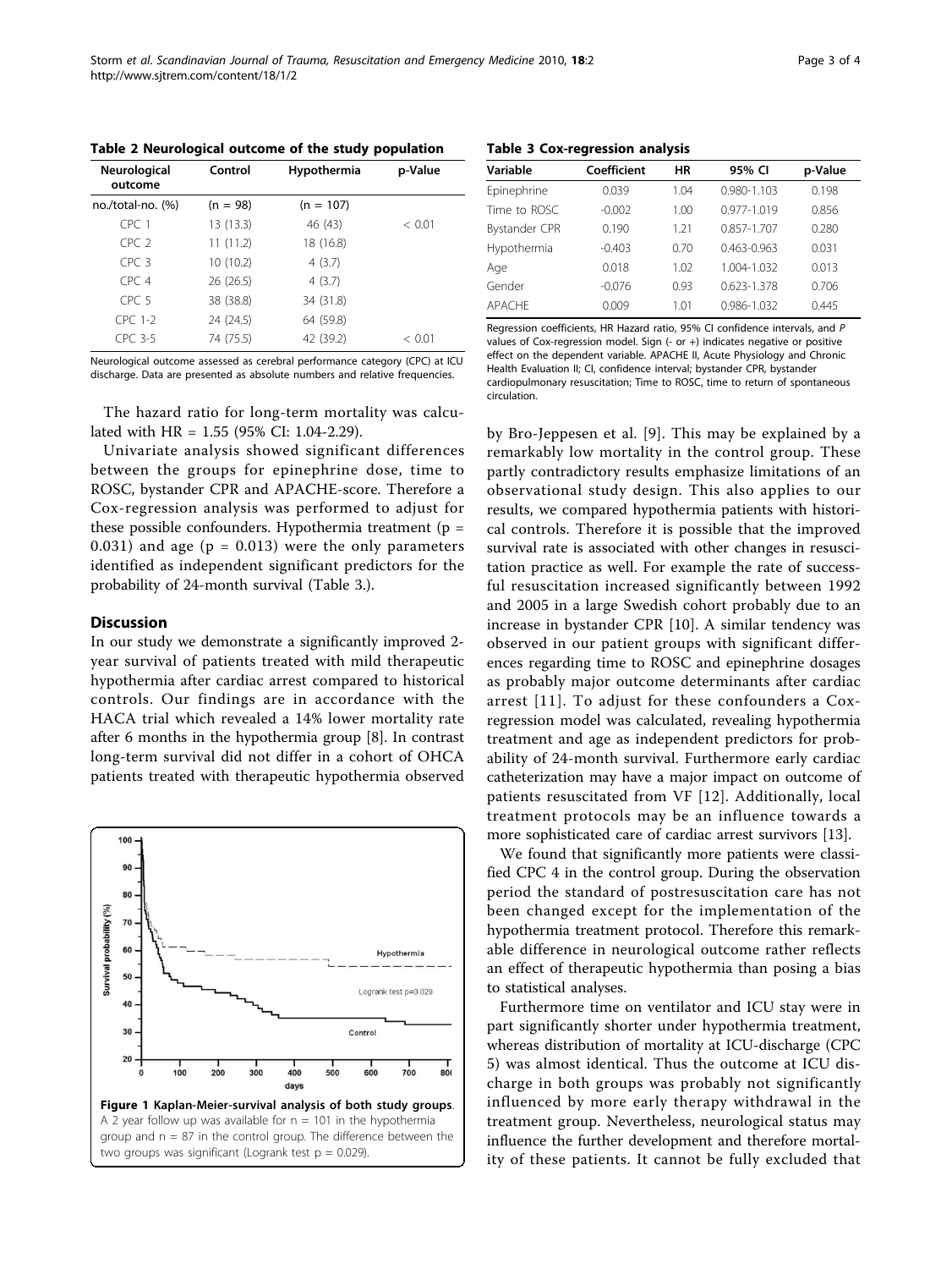**Table 2 Neurological outcome of the study population**

| Neurological outcome | Control | Hypothermia | p-Value |
|---|---|---|---|
| no./total-no. (%) | (n = 98) | (n = 107) | |
| CPC 1 | 13 (13.3) | 46 (43) | < 0.01 |
| CPC 2 | 11 (11.2) | 18 (16.8) | |
| CPC 3 | 10 (10.2) | 4 (3.7) | |
| CPC 4 | 26 (26.5) | 4 (3.7) | |
| CPC 5 | 38 (38.8) | 34 (31.8) | |
| CPC 1-2 | 24 (24.5) | 64 (59.8) | |
| CPC 3-5 | 74 (75.5) | 42 (39.2) | < 0.01 |

Neurological outcome assessed as cerebral performance category (CPC) at ICU discharge. Data are presented as absolute numbers and relative frequencies.

The hazard ratio for long-term mortality was calculated with HR = 1.55 (95% CI: 1.04-2.29).

Univariate analysis showed significant differences between the groups for epinephrine dose, time to ROSC, bystander CPR and APACHE-score. Therefore a Cox-regression analysis was performed to adjust for these possible confounders. Hypothermia treatment ($p = 0.031$) and age ($p = 0.013$) were the only parameters identified as independent significant predictors for the probability of 24-month survival (Table 3.).

## Discussion

In our study we demonstrate a significantly improved 2-year survival of patients treated with mild therapeutic hypothermia after cardiac arrest compared to historical controls. Our findings are in accordance with the HACA trial which revealed a 14% lower mortality rate after 6 months in the hypothermia group [8]. In contrast long-term survival did not differ in a cohort of OHCA patients treated with therapeutic hypothermia observed by Bro-Jeppesen et al. [9]. This may be explained by a remarkably low mortality in the control group. These partly contradictory results emphasize limitations of an observational study design. This also applies to our results, we compared hypothermia patients with historical controls. Therefore it is possible that the improved survival rate is associated with other changes in resuscitation practice as well. For example the rate of successful resuscitation increased significantly between 1992 and 2005 in a large Swedish cohort probably due to an increase in bystander CPR [10]. A similar tendency was observed in our patient groups with significant differences regarding time to ROSC and epinephrine dosages as probably major outcome determinants after cardiac arrest [11]. To adjust for these confounders a Cox-regression model was calculated, revealing hypothermia treatment and age as independent predictors for probability of 24-month survival. Furthermore early cardiac catheterization may have a major impact on outcome of patients resuscitated from VF [12]. Additionally, local treatment protocols may be an influence towards a more sophisticated care of cardiac arrest survivors [13].

**Figure 1 Kaplan-Meier-survival analysis of both study groups**. A 2 year follow up was available for n = 101 in the hypothermia group and n = 87 in the control group. The difference between the two groups was significant (Logrank test p = 0.029).

**Table 3 Cox-regression analysis**

| Variable | Coefficient | HR | 95% CI | p-Value |
|---|---|---|---|---|
| Epinephrine | 0.039 | 1.04 | 0.980-1.103 | 0.198 |
| Time to ROSC | -0.002 | 1.00 | 0.977-1.019 | 0.856 |
| Bystander CPR | 0.190 | 1.21 | 0.857-1.707 | 0.280 |
| Hypothermia | -0.403 | 0.70 | 0.463-0.963 | 0.031 |
| Age | 0.018 | 1.02 | 1.004-1.032 | 0.013 |
| Gender | -0.076 | 0.93 | 0.623-1.378 | 0.706 |
| APACHE | 0.009 | 1.01 | 0.986-1.032 | 0.445 |

Regression coefficients, HR Hazard ratio, 95% CI confidence intervals, and *P* values of Cox-regression model. Sign (- or +) indicates negative or positive effect on the dependent variable. APACHE II, Acute Physiology and Chronic Health Evaluation II; CI, confidence interval; bystander CPR, bystander cardiopulmonary resuscitation; Time to ROSC, time to return of spontaneous circulation.

We found that significantly more patients were classified CPC 4 in the control group. During the observation period the standard of postresuscitation care has not been changed except for the implementation of the hypothermia treatment protocol. Therefore this remarkable difference in neurological outcome rather reflects an effect of therapeutic hypothermia than posing a bias to statistical analyses.

Furthermore time on ventilator and ICU stay were in part significantly shorter under hypothermia treatment, whereas distribution of mortality at ICU-discharge (CPC 5) was almost identical. Thus the outcome at ICU discharge in both groups was probably not significantly influenced by more early therapy withdrawal in the treatment group. Nevertheless, neurological status may influence the further development and therefore mortality of these patients. It cannot be fully excluded that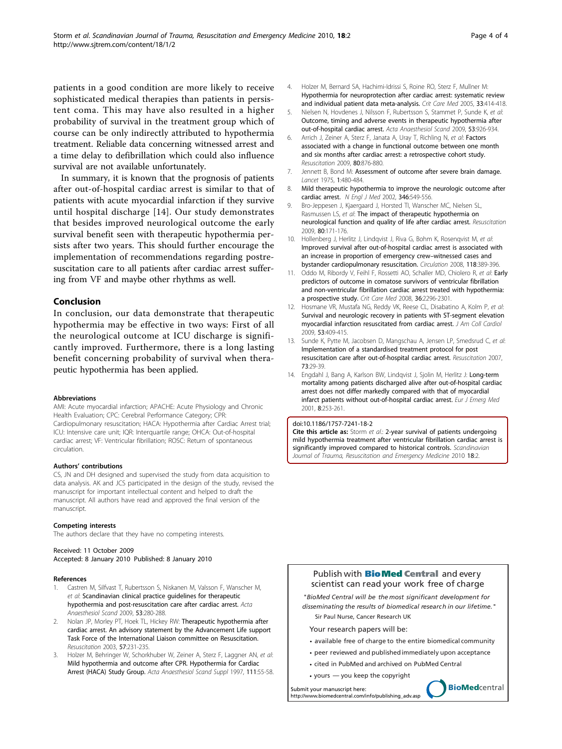patients in a good condition are more likely to receive sophisticated medical therapies than patients in persistent coma. This may have also resulted in a higher probability of survival in the treatment group which of course can be only indirectly attributed to hypothermia treatment. Reliable data concerning witnessed arrest and a time delay to defibrillation which could also influence survival are not available unfortunately.

In summary, it is known that the prognosis of patients after out-of-hospital cardiac arrest is similar to that of patients with acute myocardial infarction if they survive until hospital discharge [14]. Our study demonstrates that besides improved neurological outcome the early survival benefit seen with therapeutic hypothermia persists after two years. This should further encourage the implementation of recommendations regarding postresuscitation care to all patients after cardiac arrest suffering from VF and maybe other rhythms as well.

## Conclusion

In conclusion, our data demonstrate that therapeutic hypothermia may be effective in two ways: First of all the neurological outcome at ICU discharge is significantly improved. Furthermore, there is a long lasting benefit concerning probability of survival when therapeutic hypothermia has been applied.

#### Abbreviations

AMI: Acute myocardial infarction; APACHE: Acute Physiology and Chronic Health Evaluation; CPC: Cerebral Performance Category; CPR: Cardiopulmonary resuscitation; HACA: Hypothermia after Cardiac Arrest trial; ICU: Intensive care unit; IQR: Interquartile range; OHCA: Out-of-hospital cardiac arrest; VF: Ventricular fibrillation; ROSC: Return of spontaneous circulation.

#### Authors' contributions

CS, JN and DH designed and supervised the study from data acquisition to data analysis. AK and JCS participated in the design of the study, revised the manuscript for important intellectual content and helped to draft the manuscript. All authors have read and approved the final version of the manuscript.

#### Competing interests

The authors declare that they have no competing interests.

Received: 11 October 2009
Accepted: 8 January 2010 Published: 8 January 2010

#### References

1. Castren M, Silfvast T, Rubertsson S, Niskanen M, Valsson F, Wanscher M, *et al*: Scandinavian clinical practice guidelines for therapeutic hypothermia and post-resuscitation care after cardiac arrest. *Acta Anaesthesiol Scand* 2009, **53**:280-288.
2. Nolan JP, Morley PT, Hoek TL, Hickey RW: Therapeutic hypothermia after cardiac arrest. An advisory statement by the Advancement Life support Task Force of the International Liaison committee on Resuscitation. *Resuscitation* 2003, **57**:231-235.
3. Holzer M, Behringer W, Schorkhuber W, Zeiner A, Sterz F, Laggner AN, *et al*: Mild hypothermia and outcome after CPR. Hypothermia for Cardiac Arrest (HACA) Study Group. *Acta Anaesthesiol Scand Suppl* 1997, **111**:55-58.
4. Holzer M, Bernard SA, Hachimi-Idrissi S, Roine RO, Sterz F, Mullner M: Hypothermia for neuroprotection after cardiac arrest: systematic review and individual patient data meta-analysis. *Crit Care Med* 2005, **33**:414-418.
5. Nielsen N, Hovdenes J, Nilsson F, Rubertsson S, Stammet P, Sunde K, *et al*: Outcome, timing and adverse events in therapeutic hypothermia after out-of-hospital cardiac arrest. *Acta Anaesthesiol Scand* 2009, **53**:926-934.
6. Arrich J, Zeiner A, Sterz F, Janata A, Uray T, Richling N, *et al*: Factors associated with a change in functional outcome between one month and six months after cardiac arrest: a retrospective cohort study. *Resuscitation* 2009, **80**:876-880.
7. Jennett B, Bond M: Assessment of outcome after severe brain damage. *Lancet* 1975, **1**:480-484.
8. Mild therapeutic hypothermia to improve the neurologic outcome after cardiac arrest. *N Engl J Med* 2002, **346**:549-556.
9. Bro-Jeppesen J, Kjaergaard J, Horsted TI, Wanscher MC, Nielsen SL, Rasmussen LS, *et al*: The impact of therapeutic hypothermia on neurological function and quality of life after cardiac arrest. *Resuscitation* 2009, **80**:171-176.
10. Hollenberg J, Herlitz J, Lindqvist J, Riva G, Bohm K, Rosenqvist M, *et al*: Improved survival after out-of-hospital cardiac arrest is associated with an increase in proportion of emergency crew–witnessed cases and bystander cardiopulmonary resuscitation. *Circulation* 2008, **118**:389-396.
11. Oddo M, Ribordy V, Feihl F, Rossetti AO, Schaller MD, Chiolero R, *et al*: Early predictors of outcome in comatose survivors of ventricular fibrillation and non-ventricular fibrillation cardiac arrest treated with hypothermia: a prospective study. *Crit Care Med* 2008, **36**:2296-2301.
12. Hosmane VR, Mustafa NG, Reddy VK, Reese CL, Disabatino A, Kolm P, *et al*: Survival and neurologic recovery in patients with ST-segment elevation myocardial infarction resuscitated from cardiac arrest. *J Am Coll Cardiol* 2009, **53**:409-415.
13. Sunde K, Pytte M, Jacobsen D, Mangschau A, Jensen LP, Smedsrud C, *et al*: Implementation of a standardised treatment protocol for post resuscitation care after out-of-hospital cardiac arrest. *Resuscitation* 2007, **73**:29-39.
14. Engdahl J, Bang A, Karlson BW, Lindqvist J, Sjolin M, Herlitz J: Long-term mortality among patients discharged alive after out-of-hospital cardiac arrest does not differ markedly compared with that of myocardial infarct patients without out-of-hospital cardiac arrest. *Eur J Emerg Med* 2001, **8**:253-261.

doi:10.1186/1757-7241-18-2
**Cite this article as:** Storm *et al.*: 2-year survival of patients undergoing mild hypothermia treatment after ventricular fibrillation cardiac arrest is significantly improved compared to historical controls. *Scandinavian Journal of Trauma, Resuscitation and Emergency Medicine* 2010 **18**:2.

Publish with **BioMed Central** and every scientist can read your work free of charge

"*BioMed Central will be the most significant development for disseminating the results of biomedical research in our lifetime.*"
Sir Paul Nurse, Cancer Research UK

Your research papers will be:

- available free of charge to the entire biomedical community
- peer reviewed and published immediately upon acceptance
- cited in PubMed and archived on PubMed Central
- yours — you keep the copyright

Submit your manuscript here:
http://www.biomedcentral.com/info/publishing_adv.asp

BioMedcentral